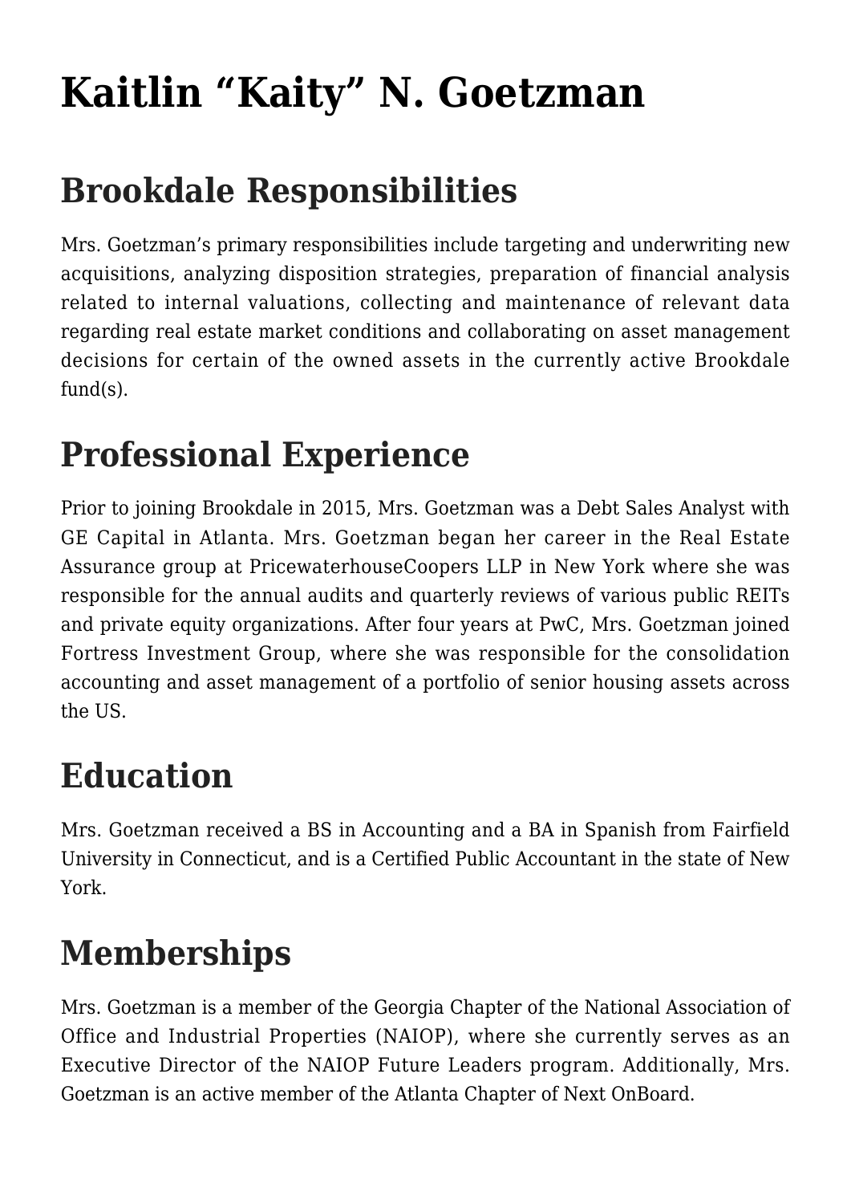# Kaitlin "Kaity" N. Goetzman

## Brookdale Responsibilities

Mrs. Goetzman's primary responsibilities include targeting and underwriting new acquisitions, analyzing disposition strategies, preparation of financial analysis related to internal valuations, collecting and maintenance of relevant data regarding real estate market conditions and collaborating on asset management decisions for certain of the owned assets in the currently active Brookdale fund(s).

## Professional Experience

Prior to joining Brookdale in 2015, Mrs. Goetzman was a Debt Sales Analyst with GE Capital in Atlanta. Mrs. Goetzman began her career in the Real Estate Assurance group at PricewaterhouseCoopers LLP in New York where she was responsible for the annual audits and quarterly reviews of various public REITs and private equity organizations. After four years at PwC, Mrs. Goetzman joined Fortress Investment Group, where she was responsible for the consolidation accounting and asset management of a portfolio of senior housing assets across the US.

## Education

Mrs. Goetzman received a BS in Accounting and a BA in Spanish from Fairfield University in Connecticut, and is a Certified Public Accountant in the state of New York.

## Memberships

Mrs. Goetzman is a member of the Georgia Chapter of the National Association of Office and Industrial Properties (NAIOP), where she currently serves as an Executive Director of the NAIOP Future Leaders program. Additionally, Mrs. Goetzman is an active member of the Atlanta Chapter of Next OnBoard.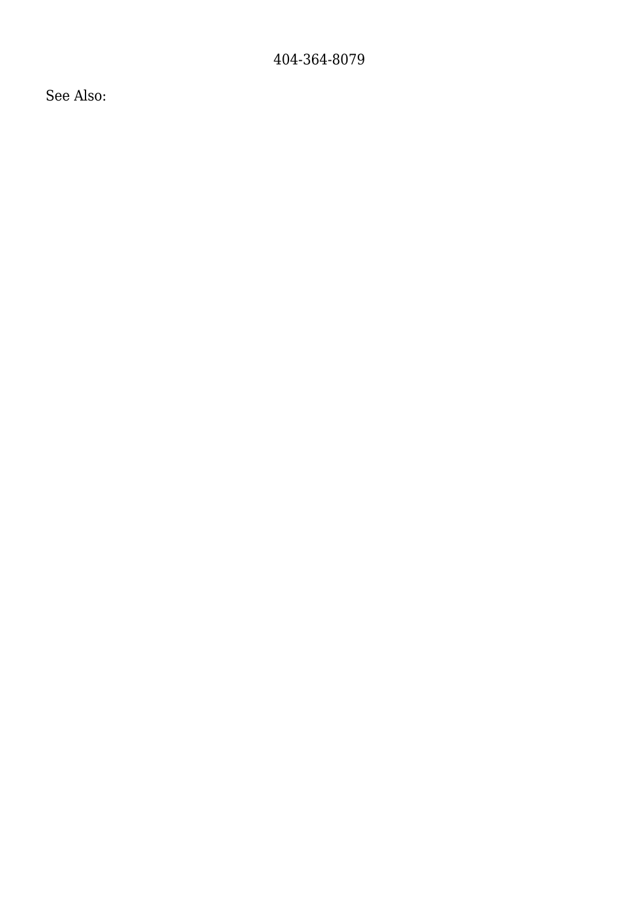404-364-8079

See Also: